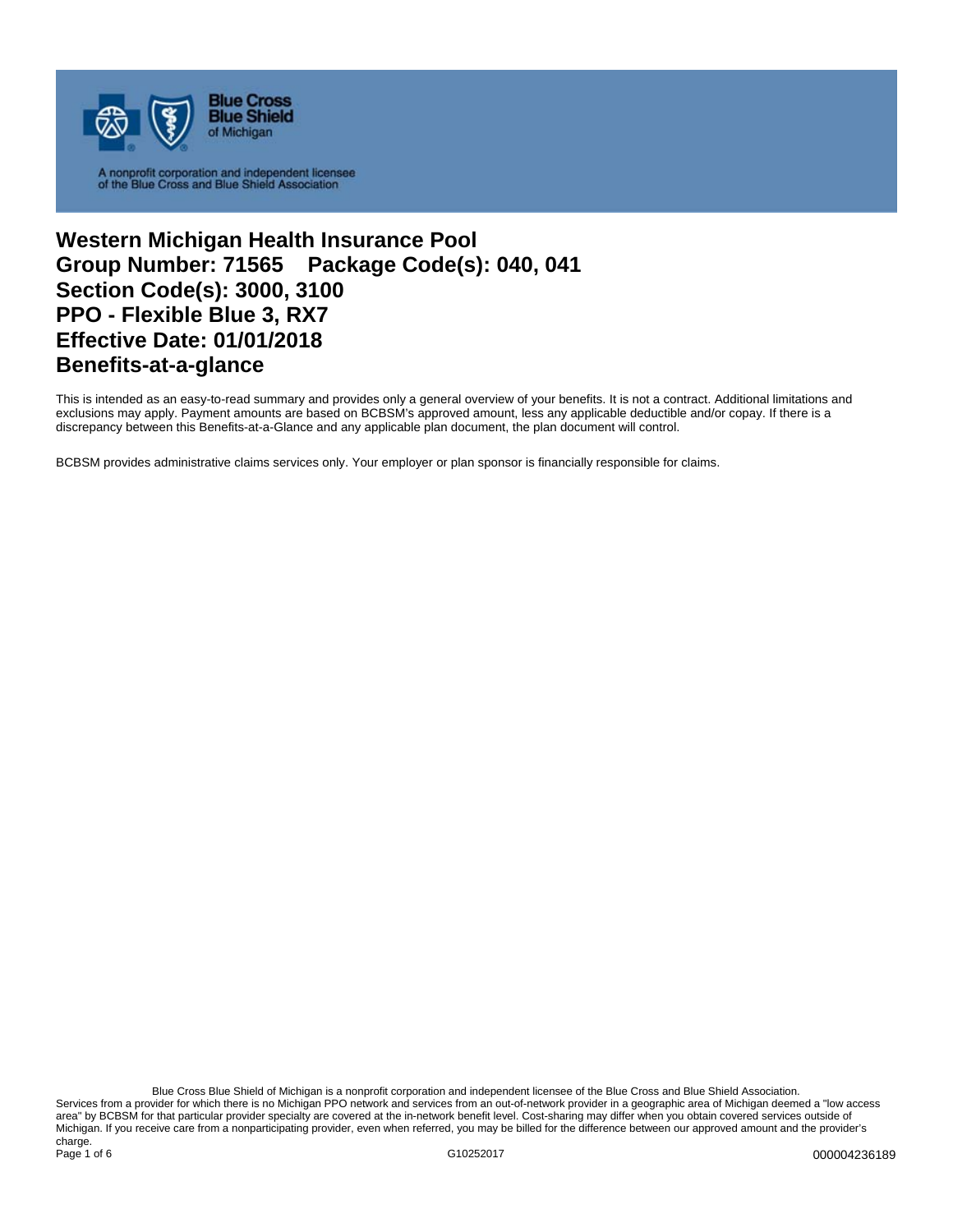Blue Cross Blue Shield of Michigan

A nonprofit corporation and independent licensee of the Blue Cross and Blue Shield Association

# Western Michigan Health Insurance Pool
# Group Number: 71565 Package Code(s): 040, 041
# Section Code(s): 3000, 3100
# PPO - Flexible Blue 3, RX7
# Effective Date: 01/01/2018
# Benefits-at-a-glance

This is intended as an easy-to-read summary and provides only a general overview of your benefits. It is not a contract. Additional limitations and exclusions may apply. Payment amounts are based on BCBSM's approved amount, less any applicable deductible and/or copay. If there is a discrepancy between this Benefits-at-a-Glance and any applicable plan document, the plan document will control.

BCBSM provides administrative claims services only. Your employer or plan sponsor is financially responsible for claims.

Blue Cross Blue Shield of Michigan is a nonprofit corporation and independent licensee of the Blue Cross and Blue Shield Association.
Services from a provider for which there is no Michigan PPO network and services from an out-of-network provider in a geographic area of Michigan deemed a "low access area" by BCBSM for that particular provider specialty are covered at the in-network benefit level. Cost-sharing may differ when you obtain covered services outside of Michigan. If you receive care from a nonparticipating provider, even when referred, you may be billed for the difference between our approved amount and the provider's charge.

G10252017

000004236189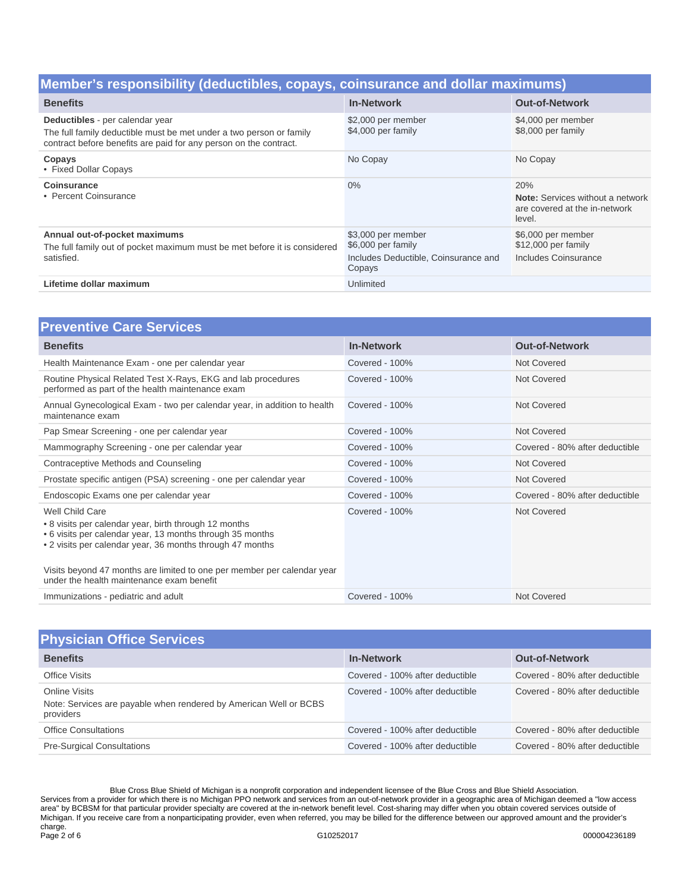## Member's responsibility (deductibles, copays, coinsurance and dollar maximums)

| Benefits | In-Network | Out-of-Network |
|---|---|---|
| **Deductibles** - per calendar year<br>The full family deductible must be met under a two person or family contract before benefits are paid for any person on the contract. | $2,000 per member<br>$4,000 per family | $4,000 per member<br>$8,000 per family |
| **Copays**<br>• Fixed Dollar Copays | No Copay | No Copay |
| **Coinsurance**<br>• Percent Coinsurance | 0% | 20%<br>**Note:** Services without a network are covered at the in-network level. |
| **Annual out-of-pocket maximums**<br>The full family out of pocket maximum must be met before it is considered satisfied. | $3,000 per member<br>$6,000 per family<br>Includes Deductible, Coinsurance and Copays | $6,000 per member<br>$12,000 per family<br>Includes Coinsurance |
| **Lifetime dollar maximum** | Unlimited | |

## Preventive Care Services

| Benefits | In-Network | Out-of-Network |
|---|---|---|
| Health Maintenance Exam - one per calendar year | Covered - 100% | Not Covered |
| Routine Physical Related Test X-Rays, EKG and lab procedures performed as part of the health maintenance exam | Covered - 100% | Not Covered |
| Annual Gynecological Exam - two per calendar year, in addition to health maintenance exam | Covered - 100% | Not Covered |
| Pap Smear Screening - one per calendar year | Covered - 100% | Not Covered |
| Mammography Screening - one per calendar year | Covered - 100% | Covered - 80% after deductible |
| Contraceptive Methods and Counseling | Covered - 100% | Not Covered |
| Prostate specific antigen (PSA) screening - one per calendar year | Covered - 100% | Not Covered |
| Endoscopic Exams one per calendar year | Covered - 100% | Covered - 80% after deductible |
| Well Child Care<br>• 8 visits per calendar year, birth through 12 months<br>• 6 visits per calendar year, 13 months through 35 months<br>• 2 visits per calendar year, 36 months through 47 months<br><br>Visits beyond 47 months are limited to one per member per calendar year under the health maintenance exam benefit | Covered - 100% | Not Covered |
| Immunizations - pediatric and adult | Covered - 100% | Not Covered |

## Physician Office Services

| Benefits | In-Network | Out-of-Network |
|---|---|---|
| Office Visits | Covered - 100% after deductible | Covered - 80% after deductible |
| Online Visits<br>Note: Services are payable when rendered by American Well or BCBS providers | Covered - 100% after deductible | Covered - 80% after deductible |
| Office Consultations | Covered - 100% after deductible | Covered - 80% after deductible |
| Pre-Surgical Consultations | Covered - 100% after deductible | Covered - 80% after deductible |

Blue Cross Blue Shield of Michigan is a nonprofit corporation and independent licensee of the Blue Cross and Blue Shield Association.
Services from a provider for which there is no Michigan PPO network and services from an out-of-network provider in a geographic area of Michigan deemed a "low access area" by BCBSM for that particular provider specialty are covered at the in-network benefit level. Cost-sharing may differ when you obtain covered services outside of Michigan. If you receive care from a nonparticipating provider, even when referred, you may be billed for the difference between our approved amount and the provider's charge.

G10252017 000004236189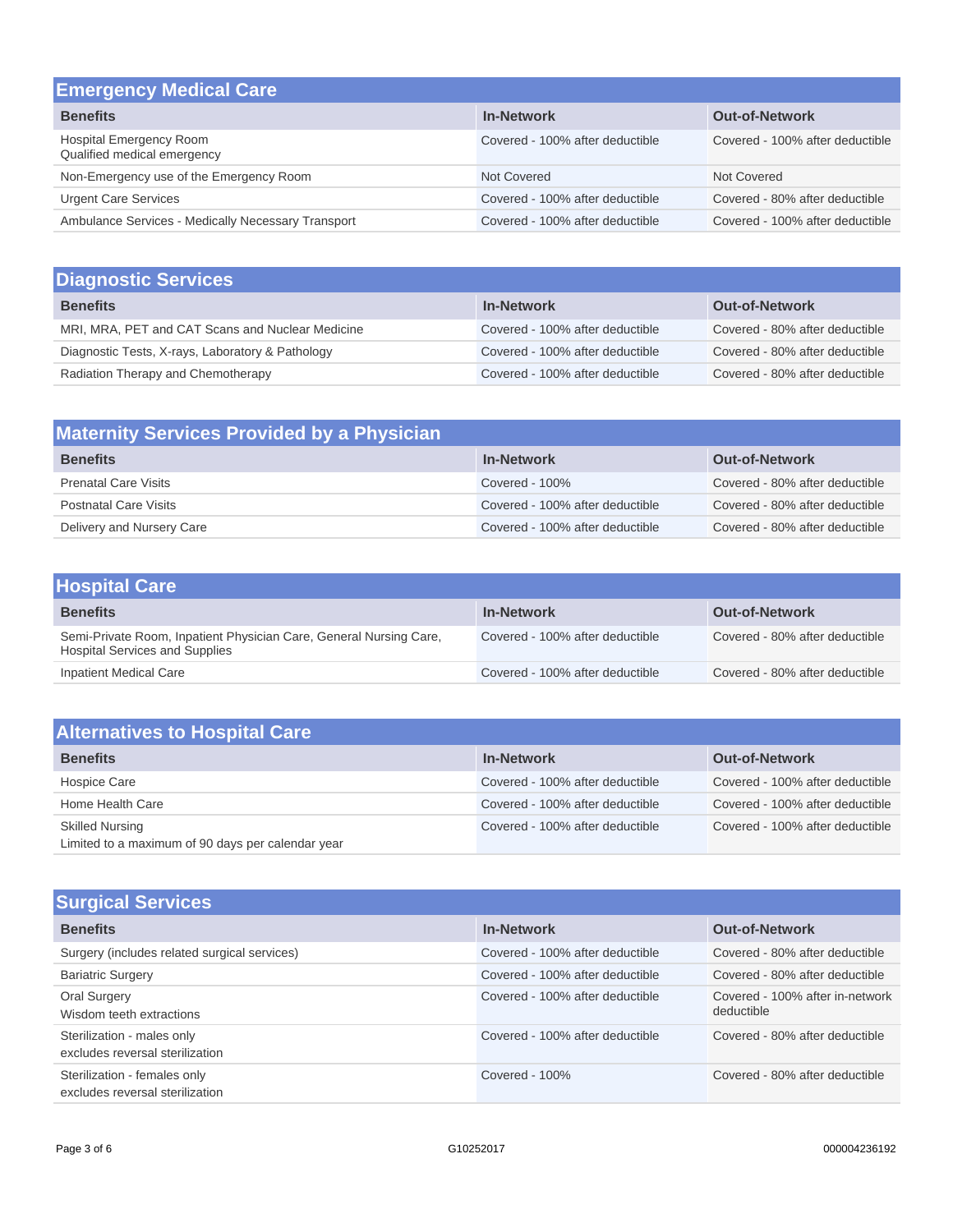## Emergency Medical Care

| Benefits | In-Network | Out-of-Network |
| --- | --- | --- |
| Hospital Emergency Room<br>Qualified medical emergency | Covered - 100% after deductible | Covered - 100% after deductible |
| Non-Emergency use of the Emergency Room | Not Covered | Not Covered |
| Urgent Care Services | Covered - 100% after deductible | Covered - 80% after deductible |
| Ambulance Services - Medically Necessary Transport | Covered - 100% after deductible | Covered - 100% after deductible |

## Diagnostic Services

| Benefits | In-Network | Out-of-Network |
| --- | --- | --- |
| MRI, MRA, PET and CAT Scans and Nuclear Medicine | Covered - 100% after deductible | Covered - 80% after deductible |
| Diagnostic Tests, X-rays, Laboratory & Pathology | Covered - 100% after deductible | Covered - 80% after deductible |
| Radiation Therapy and Chemotherapy | Covered - 100% after deductible | Covered - 80% after deductible |

## Maternity Services Provided by a Physician

| Benefits | In-Network | Out-of-Network |
| --- | --- | --- |
| Prenatal Care Visits | Covered - 100% | Covered - 80% after deductible |
| Postnatal Care Visits | Covered - 100% after deductible | Covered - 80% after deductible |
| Delivery and Nursery Care | Covered - 100% after deductible | Covered - 80% after deductible |

## Hospital Care

| Benefits | In-Network | Out-of-Network |
| --- | --- | --- |
| Semi-Private Room, Inpatient Physician Care, General Nursing Care, Hospital Services and Supplies | Covered - 100% after deductible | Covered - 80% after deductible |
| Inpatient Medical Care | Covered - 100% after deductible | Covered - 80% after deductible |

## Alternatives to Hospital Care

| Benefits | In-Network | Out-of-Network |
| --- | --- | --- |
| Hospice Care | Covered - 100% after deductible | Covered - 100% after deductible |
| Home Health Care | Covered - 100% after deductible | Covered - 100% after deductible |
| Skilled Nursing<br>Limited to a maximum of 90 days per calendar year | Covered - 100% after deductible | Covered - 100% after deductible |

## Surgical Services

| Benefits | In-Network | Out-of-Network |
| --- | --- | --- |
| Surgery (includes related surgical services) | Covered - 100% after deductible | Covered - 80% after deductible |
| Bariatric Surgery | Covered - 100% after deductible | Covered - 80% after deductible |
| Oral Surgery<br>Wisdom teeth extractions | Covered - 100% after deductible | Covered - 100% after in-network deductible |
| Sterilization - males only<br>excludes reversal sterilization | Covered - 100% after deductible | Covered - 80% after deductible |
| Sterilization - females only<br>excludes reversal sterilization | Covered - 100% | Covered - 80% after deductible |

G10252017 000004236192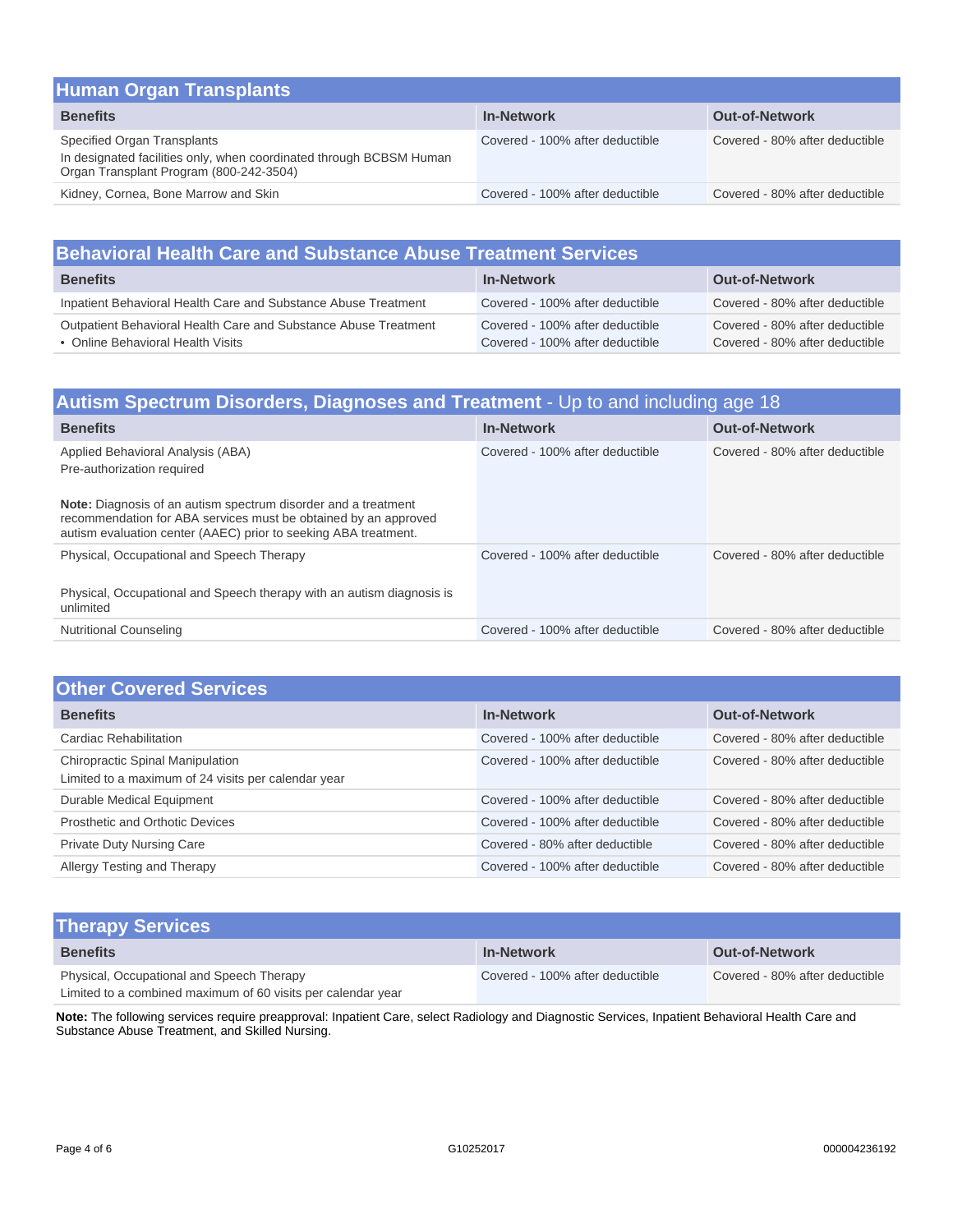## Human Organ Transplants

| Benefits | In-Network | Out-of-Network |
| --- | --- | --- |
| Specified Organ Transplants<br>In designated facilities only, when coordinated through BCBSM Human Organ Transplant Program (800-242-3504) | Covered - 100% after deductible | Covered - 80% after deductible |
| Kidney, Cornea, Bone Marrow and Skin | Covered - 100% after deductible | Covered - 80% after deductible |

## Behavioral Health Care and Substance Abuse Treatment Services

| Benefits | In-Network | Out-of-Network |
| --- | --- | --- |
| Inpatient Behavioral Health Care and Substance Abuse Treatment | Covered - 100% after deductible | Covered - 80% after deductible |
| Outpatient Behavioral Health Care and Substance Abuse Treatment<br>• Online Behavioral Health Visits | Covered - 100% after deductible<br>Covered - 100% after deductible | Covered - 80% after deductible<br>Covered - 80% after deductible |

## Autism Spectrum Disorders, Diagnoses and Treatment - Up to and including age 18

| Benefits | In-Network | Out-of-Network |
| --- | --- | --- |
| Applied Behavioral Analysis (ABA)<br>Pre-authorization required<br><br>**Note:** Diagnosis of an autism spectrum disorder and a treatment recommendation for ABA services must be obtained by an approved autism evaluation center (AAEC) prior to seeking ABA treatment. | Covered - 100% after deductible | Covered - 80% after deductible |
| Physical, Occupational and Speech Therapy<br><br>Physical, Occupational and Speech therapy with an autism diagnosis is unlimited | Covered - 100% after deductible | Covered - 80% after deductible |
| Nutritional Counseling | Covered - 100% after deductible | Covered - 80% after deductible |

## Other Covered Services

| Benefits | In-Network | Out-of-Network |
| --- | --- | --- |
| Cardiac Rehabilitation | Covered - 100% after deductible | Covered - 80% after deductible |
| Chiropractic Spinal Manipulation<br>Limited to a maximum of 24 visits per calendar year | Covered - 100% after deductible | Covered - 80% after deductible |
| Durable Medical Equipment | Covered - 100% after deductible | Covered - 80% after deductible |
| Prosthetic and Orthotic Devices | Covered - 100% after deductible | Covered - 80% after deductible |
| Private Duty Nursing Care | Covered - 80% after deductible | Covered - 80% after deductible |
| Allergy Testing and Therapy | Covered - 100% after deductible | Covered - 80% after deductible |

## Therapy Services

| Benefits | In-Network | Out-of-Network |
| --- | --- | --- |
| Physical, Occupational and Speech Therapy<br>Limited to a combined maximum of 60 visits per calendar year | Covered - 100% after deductible | Covered - 80% after deductible |

**Note:** The following services require preapproval: Inpatient Care, select Radiology and Diagnostic Services, Inpatient Behavioral Health Care and Substance Abuse Treatment, and Skilled Nursing.

G10252017 000004236192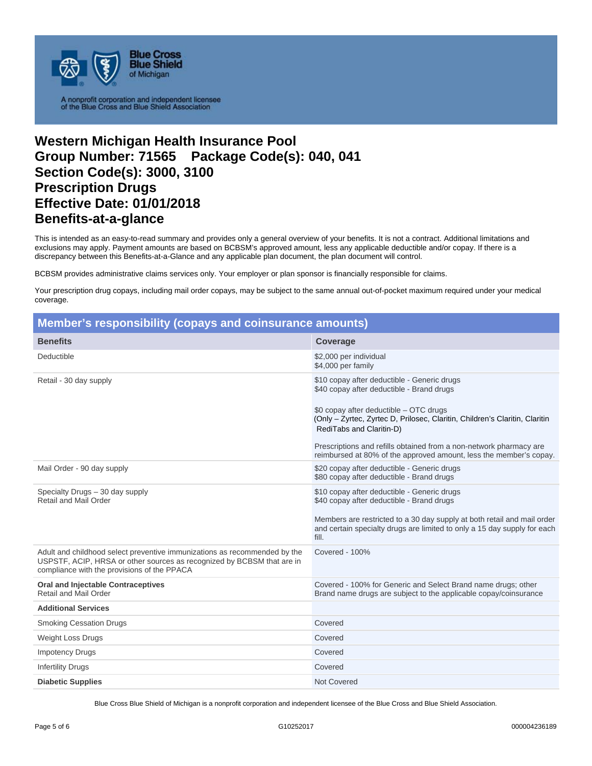Blue Cross Blue Shield of Michigan

A nonprofit corporation and independent licensee of the Blue Cross and Blue Shield Association

# Western Michigan Health Insurance Pool
# Group Number: 71565 Package Code(s): 040, 041
# Section Code(s): 3000, 3100
# Prescription Drugs
# Effective Date: 01/01/2018
# Benefits-at-a-glance

This is intended as an easy-to-read summary and provides only a general overview of your benefits. It is not a contract. Additional limitations and exclusions may apply. Payment amounts are based on BCBSM's approved amount, less any applicable deductible and/or copay. If there is a discrepancy between this Benefits-at-a-Glance and any applicable plan document, the plan document will control.

BCBSM provides administrative claims services only. Your employer or plan sponsor is financially responsible for claims.

Your prescription drug copays, including mail order copays, may be subject to the same annual out-of-pocket maximum required under your medical coverage.

## Member's responsibility (copays and coinsurance amounts)

| Benefits | Coverage |
|---|---|
| Deductible | $2,000 per individual<br>$4,000 per family |
| Retail - 30 day supply | $10 copay after deductible - Generic drugs<br>$40 copay after deductible - Brand drugs<br><br>$0 copay after deductible – OTC drugs<br>(Only – Zyrtec, Zyrtec D, Prilosec, Claritin, Children's Claritin, Claritin RediTabs and Claritin-D)<br><br>Prescriptions and refills obtained from a non-network pharmacy are reimbursed at 80% of the approved amount, less the member's copay. |
| Mail Order - 90 day supply | $20 copay after deductible - Generic drugs<br>$80 copay after deductible - Brand drugs |
| Specialty Drugs – 30 day supply<br>Retail and Mail Order | $10 copay after deductible - Generic drugs<br>$40 copay after deductible - Brand drugs<br><br>Members are restricted to a 30 day supply at both retail and mail order and certain specialty drugs are limited to only a 15 day supply for each fill. |
| Adult and childhood select preventive immunizations as recommended by the USPSTF, ACIP, HRSA or other sources as recognized by BCBSM that are in compliance with the provisions of the PPACA | Covered - 100% |
| **Oral and Injectable Contraceptives**<br>Retail and Mail Order | Covered - 100% for Generic and Select Brand name drugs; other Brand name drugs are subject to the applicable copay/coinsurance |
| **Additional Services** | |
| Smoking Cessation Drugs | Covered |
| Weight Loss Drugs | Covered |
| Impotency Drugs | Covered |
| Infertility Drugs | Covered |
| **Diabetic Supplies** | Not Covered |

Blue Cross Blue Shield of Michigan is a nonprofit corporation and independent licensee of the Blue Cross and Blue Shield Association.

G10252017 000004236189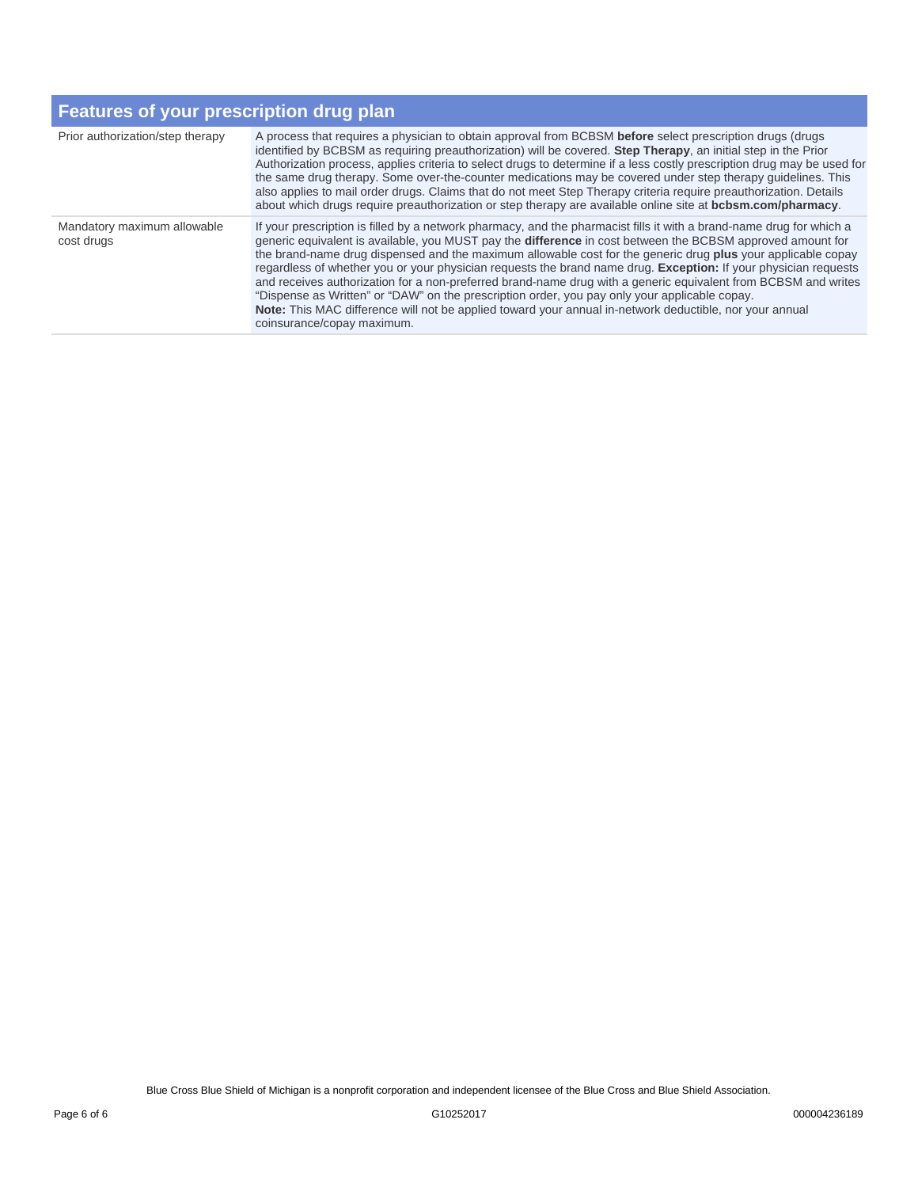| Features of your prescription drug plan | |
|---|---|
| Prior authorization/step therapy | A process that requires a physician to obtain approval from BCBSM **before** select prescription drugs (drugs identified by BCBSM as requiring preauthorization) will be covered. **Step Therapy**, an initial step in the Prior Authorization process, applies criteria to select drugs to determine if a less costly prescription drug may be used for the same drug therapy. Some over-the-counter medications may be covered under step therapy guidelines. This also applies to mail order drugs. Claims that do not meet Step Therapy criteria require preauthorization. Details about which drugs require preauthorization or step therapy are available online site at **bcbsm.com/pharmacy**. |
| Mandatory maximum allowable cost drugs | If your prescription is filled by a network pharmacy, and the pharmacist fills it with a brand-name drug for which a generic equivalent is available, you MUST pay the **difference** in cost between the BCBSM approved amount for the brand-name drug dispensed and the maximum allowable cost for the generic drug **plus** your applicable copay regardless of whether you or your physician requests the brand name drug. **Exception:** If your physician requests and receives authorization for a non-preferred brand-name drug with a generic equivalent from BCBSM and writes "Dispense as Written" or "DAW" on the prescription order, you pay only your applicable copay.<br>**Note:** This MAC difference will not be applied toward your annual in-network deductible, nor your annual coinsurance/copay maximum. |

Blue Cross Blue Shield of Michigan is a nonprofit corporation and independent licensee of the Blue Cross and Blue Shield Association.

G10252017

000004236189